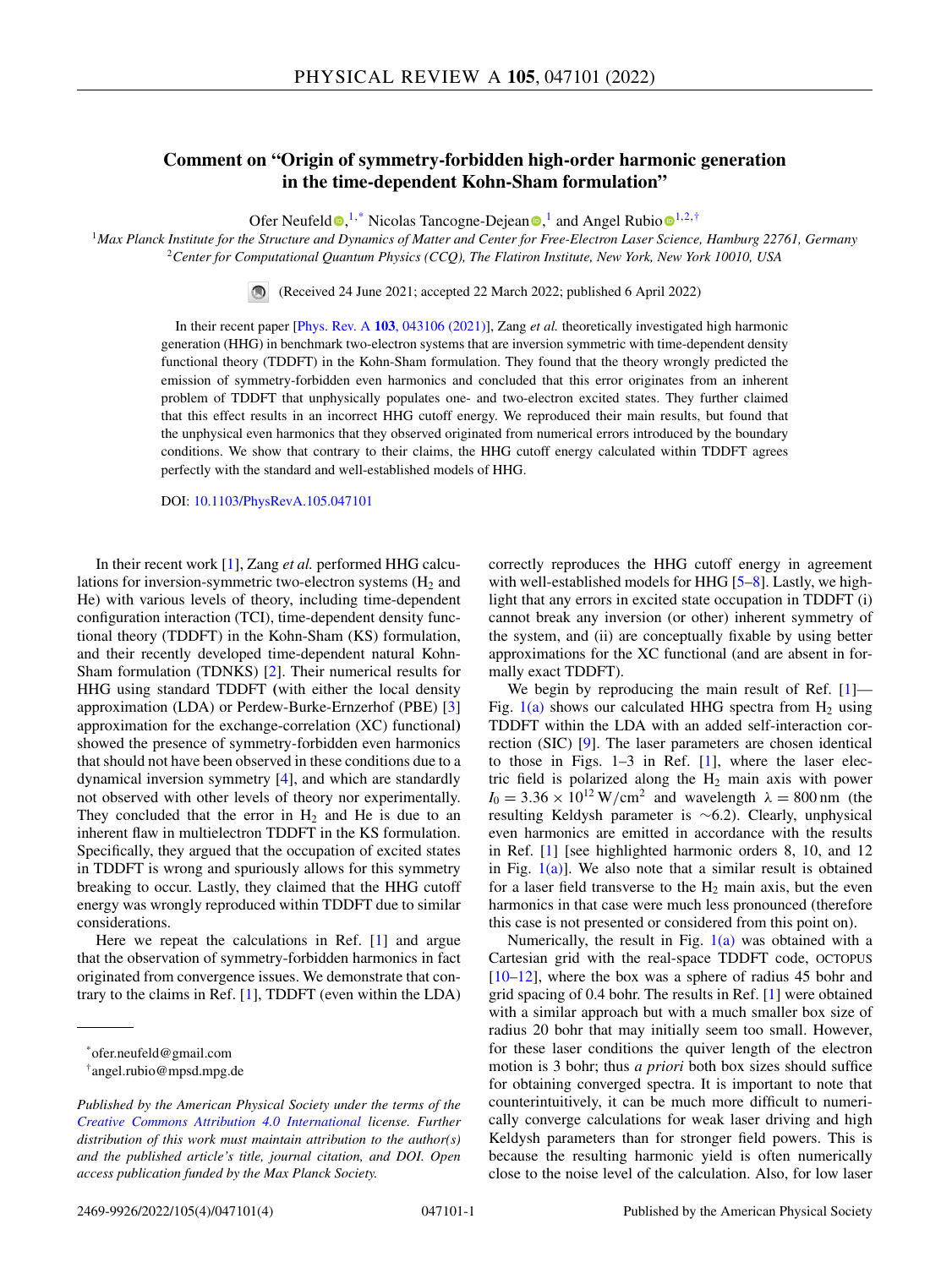# Comment on "Origin of symmetry-forbidden high-order harmonic generation in the time-dependent Kohn-Sham formulation"

Ofer Neufeld [1,*], Nicolas Tancogne-Dejean [1], and Angel Rubio [1,2,†]

[1] *Max Planck Institute for the Structure and Dynamics of Matter and Center for Free-Electron Laser Science, Hamburg 22761, Germany*
[2] *Center for Computational Quantum Physics (CCQ), The Flatiron Institute, New York, New York 10010, USA*

(Received 24 June 2021; accepted 22 March 2022; published 6 April 2022)

In their recent paper [Phys. Rev. A **103**, 043106 (2021)], Zang *et al.* theoretically investigated high harmonic generation (HHG) in benchmark two-electron systems that are inversion symmetric with time-dependent density functional theory (TDDFT) in the Kohn-Sham formulation. They found that the theory wrongly predicted the emission of symmetry-forbidden even harmonics and concluded that this error originates from an inherent problem of TDDFT that unphysically populates one- and two-electron excited states. They further claimed that this effect results in an incorrect HHG cutoff energy. We reproduced their main results, but found that the unphysical even harmonics that they observed originated from numerical errors introduced by the boundary conditions. We show that contrary to their claims, the HHG cutoff energy calculated within TDDFT agrees perfectly with the standard and well-established models of HHG.

DOI: 10.1103/PhysRevA.105.047101

In their recent work [1], Zang *et al.* performed HHG calculations for inversion-symmetric two-electron systems ($H_2$ and He) with various levels of theory, including time-dependent configuration interaction (TCI), time-dependent density functional theory (TDDFT) in the Kohn-Sham (KS) formulation, and their recently developed time-dependent natural Kohn-Sham formulation (TDNKS) [2]. Their numerical results for HHG using standard TDDFT (with either the local density approximation (LDA) or Perdew-Burke-Ernzerhof (PBE) [3] approximation for the exchange-correlation (XC) functional) showed the presence of symmetry-forbidden even harmonics that should not have been observed in these conditions due to a dynamical inversion symmetry [4], and which are standardly not observed with other levels of theory nor experimentally. They concluded that the error in $H_2$ and He is due to an inherent flaw in multielectron TDDFT in the KS formulation. Specifically, they argued that the occupation of excited states in TDDFT is wrong and spuriously allows for this symmetry breaking to occur. Lastly, they claimed that the HHG cutoff energy was wrongly reproduced within TDDFT due to similar considerations.

Here we repeat the calculations in Ref. [1] and argue that the observation of symmetry-forbidden harmonics in fact originated from convergence issues. We demonstrate that contrary to the claims in Ref. [1], TDDFT (even within the LDA) correctly reproduces the HHG cutoff energy in agreement with well-established models for HHG [5–8]. Lastly, we highlight that any errors in excited state occupation in TDDFT (i) cannot break any inversion (or other) inherent symmetry of the system, and (ii) are conceptually fixable by using better approximations for the XC functional (and are absent in formally exact TDDFT).

We begin by reproducing the main result of Ref. [1]—Fig. 1(a) shows our calculated HHG spectra from $H_2$ using TDDFT within the LDA with an added self-interaction correction (SIC) [9]. The laser parameters are chosen identical to those in Figs. 1–3 in Ref. [1], where the laser electric field is polarized along the $H_2$ main axis with power $I_0 = 3.36 \times 10^{12}\,\mathrm{W/cm^2}$ and wavelength $\lambda = 800\,\mathrm{nm}$ (the resulting Keldysh parameter is ~6.2). Clearly, unphysical even harmonics are emitted in accordance with the results in Ref. [1] [see highlighted harmonic orders 8, 10, and 12 in Fig. 1(a)]. We also note that a similar result is obtained for a laser field transverse to the $H_2$ main axis, but the even harmonics in that case were much less pronounced (therefore this case is not presented or considered from this point on).

Numerically, the result in Fig. 1(a) was obtained with a Cartesian grid with the real-space TDDFT code, OCTOPUS [10–12], where the box was a sphere of radius 45 bohr and grid spacing of 0.4 bohr. The results in Ref. [1] were obtained with a similar approach but with a much smaller box size of radius 20 bohr that may initially seem too small. However, for these laser conditions the quiver length of the electron motion is 3 bohr; thus *a priori* both box sizes should suffice for obtaining converged spectra. It is important to note that counterintuitively, it can be much more difficult to numerically converge calculations for weak laser driving and high Keldysh parameters than for stronger field powers. This is because the resulting harmonic yield is often numerically close to the noise level of the calculation. Also, for low laser

*ofer.neufeld@gmail.com
†angel.rubio@mpsd.mpg.de

*Published by the American Physical Society under the terms of the Creative Commons Attribution 4.0 International license. Further distribution of this work must maintain attribution to the author(s) and the published article's title, journal citation, and DOI. Open access publication funded by the Max Planck Society.*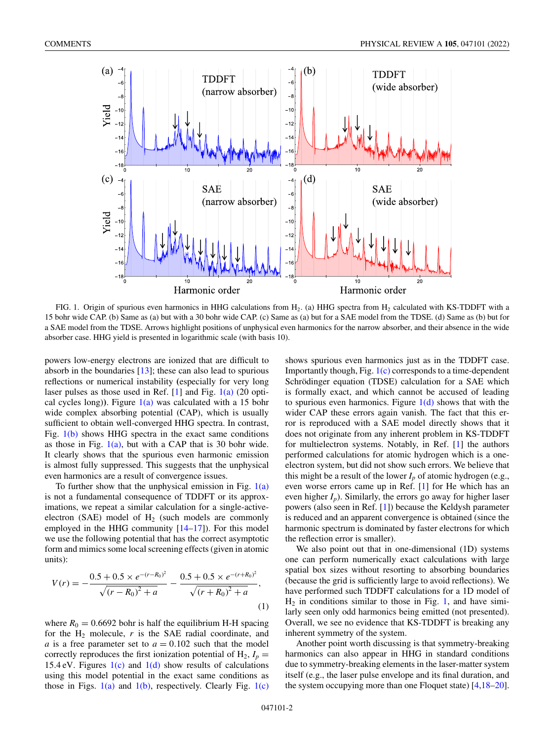(a) TDDFT (narrow absorber)

(b) TDDFT (wide absorber)

(c) SAE (narrow absorber)

(d) SAE (wide absorber)

Yield

Harmonic order

-4 -6 -8 -10 -12 -14 -16 -18

0 10 20

FIG. 1. Origin of spurious even harmonics in HHG calculations from $H_2$. (a) HHG spectra from $H_2$ calculated with KS-TDDFT with a 15 bohr wide CAP. (b) Same as (a) but with a 30 bohr wide CAP. (c) Same as (a) but for a SAE model from the TDSE. (d) Same as (b) but for a SAE model from the TDSE. Arrows highlight positions of unphysical even harmonics for the narrow absorber, and their absence in the wide absorber case. HHG yield is presented in logarithmic scale (with basis 10).

powers low-energy electrons are ionized that are difficult to absorb in the boundaries [13]; these can also lead to spurious reflections or numerical instability (especially for very long laser pulses as those used in Ref. [1] and Fig. 1(a) (20 optical cycles long)). Figure 1(a) was calculated with a 15 bohr wide complex absorbing potential (CAP), which is usually sufficient to obtain well-converged HHG spectra. In contrast, Fig. 1(b) shows HHG spectra in the exact same conditions as those in Fig. 1(a), but with a CAP that is 30 bohr wide. It clearly shows that the spurious even harmonic emission is almost fully suppressed. This suggests that the unphysical even harmonics are a result of convergence issues.

To further show that the unphysical emission in Fig. 1(a) is not a fundamental consequence of TDDFT or its approximations, we repeat a similar calculation for a single-active-electron (SAE) model of $H_2$ (such models are commonly employed in the HHG community [14–17]). For this model we use the following potential that has the correct asymptotic form and mimics some local screening effects (given in atomic units):

$$V(r) = -\frac{0.5 + 0.5 \times e^{-(r-R_0)^2}}{\sqrt{(r-R_0)^2 + a}} - \frac{0.5 + 0.5 \times e^{-(r+R_0)^2}}{\sqrt{(r+R_0)^2 + a}}, \tag{1}$$

where $R_0 = 0.6692$ bohr is half the equilibrium H-H spacing for the $H_2$ molecule, $r$ is the SAE radial coordinate, and $a$ is a free parameter set to $a = 0.102$ such that the model correctly reproduces the first ionization potential of $H_2$, $I_p = 15.4\,\text{eV}$. Figures 1(c) and 1(d) show results of calculations using this model potential in the exact same conditions as those in Figs. 1(a) and 1(b), respectively. Clearly Fig. 1(c) shows spurious even harmonics just as in the TDDFT case. Importantly though, Fig. 1(c) corresponds to a time-dependent Schrödinger equation (TDSE) calculation for a SAE which is formally exact, and which cannot be accused of leading to spurious even harmonics. Figure 1(d) shows that with the wider CAP these errors again vanish. The fact that this error is reproduced with a SAE model directly shows that it does not originate from any inherent problem in KS-TDDFT for multielectron systems. Notably, in Ref. [1] the authors performed calculations for atomic hydrogen which is a one-electron system, but did not show such errors. We believe that this might be a result of the lower $I_p$ of atomic hydrogen (e.g., even worse errors came up in Ref. [1] for He which has an even higher $I_p$). Similarly, the errors go away for higher laser powers (also seen in Ref. [1]) because the Keldysh parameter is reduced and an apparent convergence is obtained (since the harmonic spectrum is dominated by faster electrons for which the reflection error is smaller).

We also point out that in one-dimensional (1D) systems one can perform numerically exact calculations with large spatial box sizes without resorting to absorbing boundaries (because the grid is sufficiently large to avoid reflections). We have performed such TDDFT calculations for a 1D model of $H_2$ in conditions similar to those in Fig. 1, and have similarly seen only odd harmonics being emitted (not presented). Overall, we see no evidence that KS-TDDFT is breaking any inherent symmetry of the system.

Another point worth discussing is that symmetry-breaking harmonics can also appear in HHG in standard conditions due to symmetry-breaking elements in the laser-matter system itself (e.g., the laser pulse envelope and its final duration, and the system occupying more than one Floquet state) [4,18–20].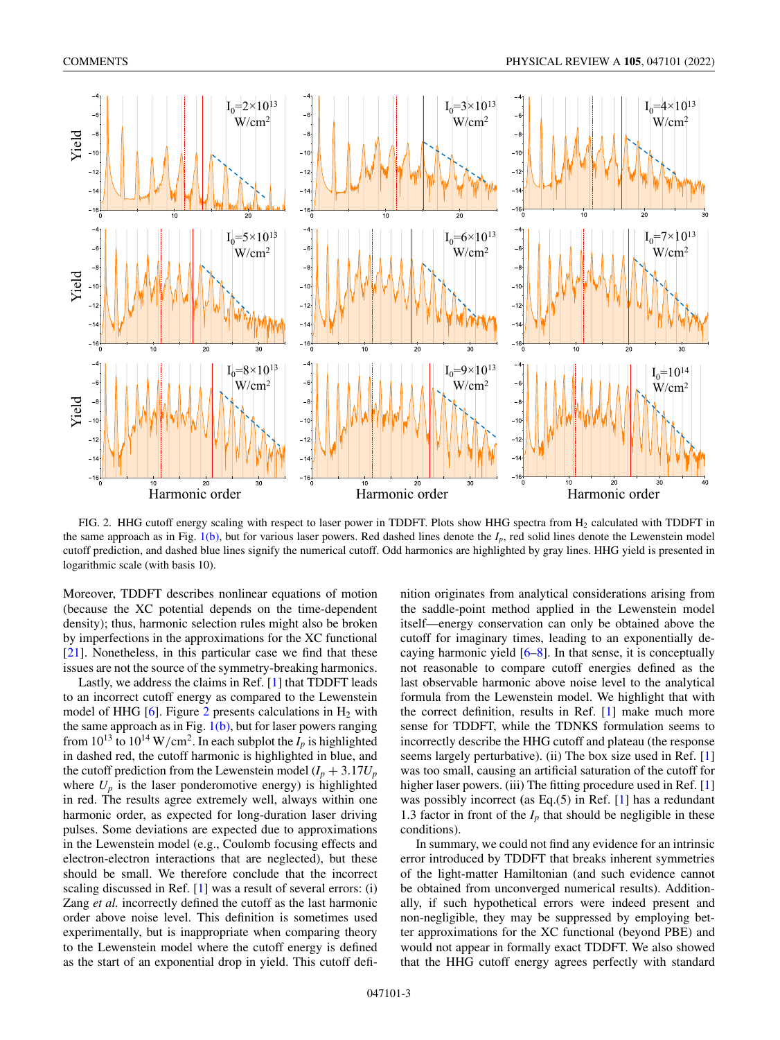$I_0=2\times10^{13}$ W/cm$^2$

$I_0=3\times10^{13}$ W/cm$^2$

$I_0=4\times10^{13}$ W/cm$^2$

$I_0=5\times10^{13}$ W/cm$^2$

$I_0=6\times10^{13}$ W/cm$^2$

$I_0=7\times10^{13}$ W/cm$^2$

$I_0=8\times10^{13}$ W/cm$^2$

$I_0=9\times10^{13}$ W/cm$^2$

$I_0=10^{14}$ W/cm$^2$

Yield

Harmonic order

FIG. 2. HHG cutoff energy scaling with respect to laser power in TDDFT. Plots show HHG spectra from $H_2$ calculated with TDDFT in the same approach as in Fig. 1(b), but for various laser powers. Red dashed lines denote the $I_p$, red solid lines denote the Lewenstein model cutoff prediction, and dashed blue lines signify the numerical cutoff. Odd harmonics are highlighted by gray lines. HHG yield is presented in logarithmic scale (with basis 10).

Moreover, TDDFT describes nonlinear equations of motion (because the XC potential depends on the time-dependent density); thus, harmonic selection rules might also be broken by imperfections in the approximations for the XC functional [21]. Nonetheless, in this particular case we find that these issues are not the source of the symmetry-breaking harmonics.

Lastly, we address the claims in Ref. [1] that TDDFT leads to an incorrect cutoff energy as compared to the Lewenstein model of HHG [6]. Figure 2 presents calculations in $H_2$ with the same approach as in Fig. 1(b), but for laser powers ranging from $10^{13}$ to $10^{14}$ W/cm$^2$. In each subplot the $I_p$ is highlighted in dashed red, the cutoff harmonic is highlighted in blue, and the cutoff prediction from the Lewenstein model ($I_p + 3.17U_p$ where $U_p$ is the laser ponderomotive energy) is highlighted in red. The results agree extremely well, always within one harmonic order, as expected for long-duration laser driving pulses. Some deviations are expected due to approximations in the Lewenstein model (e.g., Coulomb focusing effects and electron-electron interactions that are neglected), but these should be small. We therefore conclude that the incorrect scaling discussed in Ref. [1] was a result of several errors: (i) Zang *et al.* incorrectly defined the cutoff as the last harmonic order above noise level. This definition is sometimes used experimentally, but is inappropriate when comparing theory to the Lewenstein model where the cutoff energy is defined as the start of an exponential drop in yield. This cutoff definition originates from analytical considerations arising from the saddle-point method applied in the Lewenstein model itself—energy conservation can only be obtained above the cutoff for imaginary times, leading to an exponentially decaying harmonic yield [6–8]. In that sense, it is conceptually not reasonable to compare cutoff energies defined as the last observable harmonic above noise level to the analytical formula from the Lewenstein model. We highlight that with the correct definition, results in Ref. [1] make much more sense for TDDFT, while the TDNKS formulation seems to incorrectly describe the HHG cutoff and plateau (the response seems largely perturbative). (ii) The box size used in Ref. [1] was too small, causing an artificial saturation of the cutoff for higher laser powers. (iii) The fitting procedure used in Ref. [1] was possibly incorrect (as Eq.(5) in Ref. [1] has a redundant 1.3 factor in front of the $I_p$ that should be negligible in these conditions).

In summary, we could not find any evidence for an intrinsic error introduced by TDDFT that breaks inherent symmetries of the light-matter Hamiltonian (and such evidence cannot be obtained from unconverged numerical results). Additionally, if such hypothetical errors were indeed present and non-negligible, they may be suppressed by employing better approximations for the XC functional (beyond PBE) and would not appear in formally exact TDDFT. We also showed that the HHG cutoff energy agrees perfectly with standard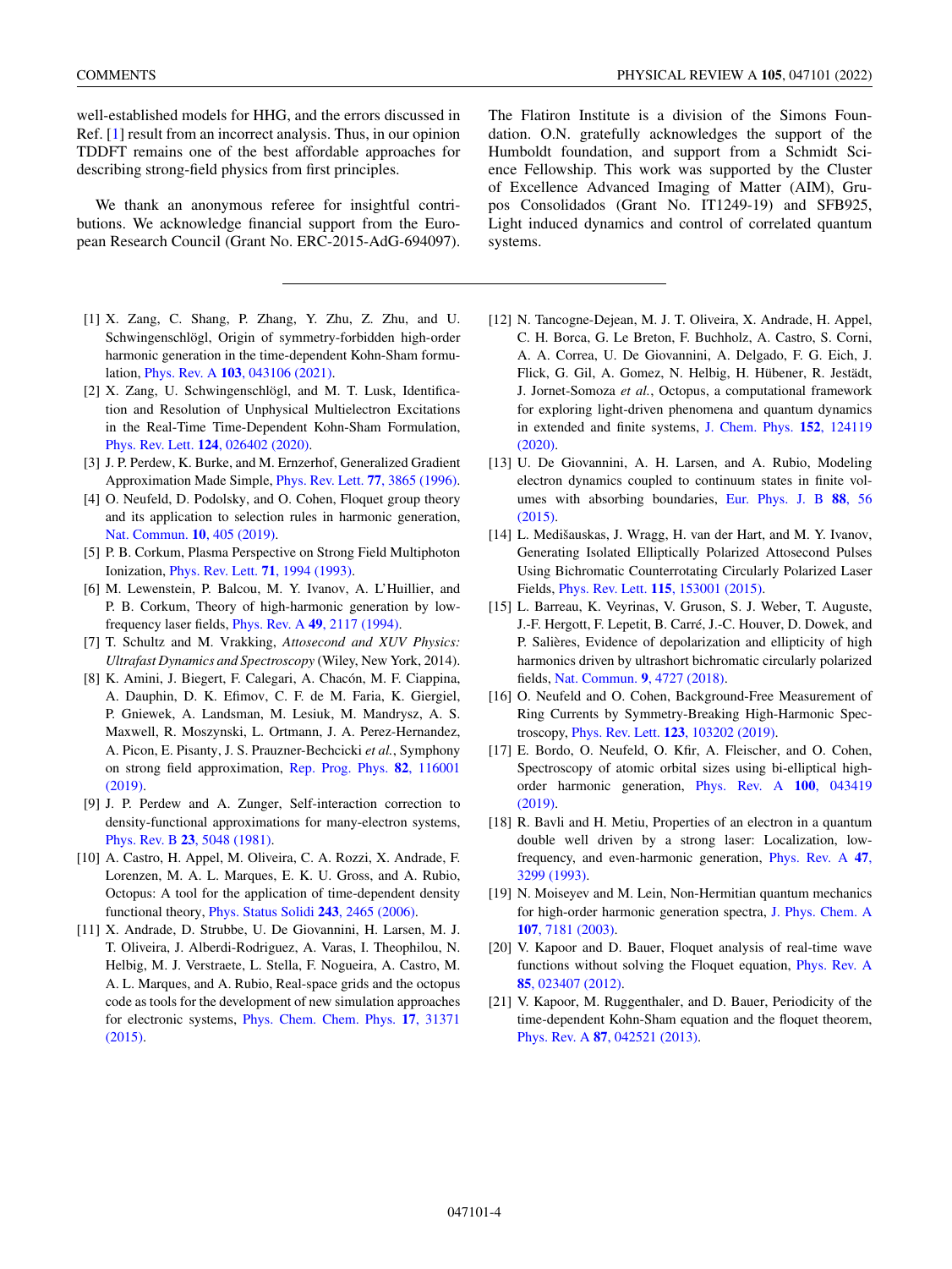well-established models for HHG, and the errors discussed in Ref. [1] result from an incorrect analysis. Thus, in our opinion TDDFT remains one of the best affordable approaches for describing strong-field physics from first principles.

We thank an anonymous referee for insightful contributions. We acknowledge financial support from the European Research Council (Grant No. ERC-2015-AdG-694097). The Flatiron Institute is a division of the Simons Foundation. O.N. gratefully acknowledges the support of the Humboldt foundation, and support from a Schmidt Science Fellowship. This work was supported by the Cluster of Excellence Advanced Imaging of Matter (AIM), Grupos Consolidados (Grant No. IT1249-19) and SFB925, Light induced dynamics and control of correlated quantum systems.

---

[1] X. Zang, C. Shang, P. Zhang, Y. Zhu, Z. Zhu, and U. Schwingenschlögl, Origin of symmetry-forbidden high-order harmonic generation in the time-dependent Kohn-Sham formulation, Phys. Rev. A **103**, 043106 (2021).

[2] X. Zang, U. Schwingenschlögl, and M. T. Lusk, Identification and Resolution of Unphysical Multielectron Excitations in the Real-Time Time-Dependent Kohn-Sham Formulation, Phys. Rev. Lett. **124**, 026402 (2020).

[3] J. P. Perdew, K. Burke, and M. Ernzerhof, Generalized Gradient Approximation Made Simple, Phys. Rev. Lett. **77**, 3865 (1996).

[4] O. Neufeld, D. Podolsky, and O. Cohen, Floquet group theory and its application to selection rules in harmonic generation, Nat. Commun. **10**, 405 (2019).

[5] P. B. Corkum, Plasma Perspective on Strong Field Multiphoton Ionization, Phys. Rev. Lett. **71**, 1994 (1993).

[6] M. Lewenstein, P. Balcou, M. Y. Ivanov, A. L'Huillier, and P. B. Corkum, Theory of high-harmonic generation by low-frequency laser fields, Phys. Rev. A **49**, 2117 (1994).

[7] T. Schultz and M. Vrakking, *Attosecond and XUV Physics: Ultrafast Dynamics and Spectroscopy* (Wiley, New York, 2014).

[8] K. Amini, J. Biegert, F. Calegari, A. Chacón, M. F. Ciappina, A. Dauphin, D. K. Efimov, C. F. de M. Faria, K. Giergiel, P. Gniewek, A. Landsman, M. Lesiuk, M. Mandrysz, A. S. Maxwell, R. Moszynski, L. Ortmann, J. A. Perez-Hernandez, A. Picon, E. Pisanty, J. S. Prauzner-Bechcicki *et al.*, Symphony on strong field approximation, Rep. Prog. Phys. **82**, 116001 (2019).

[9] J. P. Perdew and A. Zunger, Self-interaction correction to density-functional approximations for many-electron systems, Phys. Rev. B **23**, 5048 (1981).

[10] A. Castro, H. Appel, M. Oliveira, C. A. Rozzi, X. Andrade, F. Lorenzen, M. A. L. Marques, E. K. U. Gross, and A. Rubio, Octopus: A tool for the application of time-dependent density functional theory, Phys. Status Solidi **243**, 2465 (2006).

[11] X. Andrade, D. Strubbe, U. De Giovannini, H. Larsen, M. J. T. Oliveira, J. Alberdi-Rodriguez, A. Varas, I. Theophilou, N. Helbig, M. J. Verstraete, L. Stella, F. Nogueira, A. Castro, M. A. L. Marques, and A. Rubio, Real-space grids and the octopus code as tools for the development of new simulation approaches for electronic systems, Phys. Chem. Chem. Phys. **17**, 31371 (2015).

[12] N. Tancogne-Dejean, M. J. T. Oliveira, X. Andrade, H. Appel, C. H. Borca, G. Le Breton, F. Buchholz, A. Castro, S. Corni, A. A. Correa, U. De Giovannini, A. Delgado, F. G. Eich, J. Flick, G. Gil, A. Gomez, N. Helbig, H. Hübener, R. Jestädt, J. Jornet-Somoza *et al.*, Octopus, a computational framework for exploring light-driven phenomena and quantum dynamics in extended and finite systems, J. Chem. Phys. **152**, 124119 (2020).

[13] U. De Giovannini, A. H. Larsen, and A. Rubio, Modeling electron dynamics coupled to continuum states in finite volumes with absorbing boundaries, Eur. Phys. J. B **88**, 56 (2015).

[14] L. Medišauskas, J. Wragg, H. van der Hart, and M. Y. Ivanov, Generating Isolated Elliptically Polarized Attosecond Pulses Using Bichromatic Counterrotating Circularly Polarized Laser Fields, Phys. Rev. Lett. **115**, 153001 (2015).

[15] L. Barreau, K. Veyrinas, V. Gruson, S. J. Weber, T. Auguste, J.-F. Hergott, F. Lepetit, B. Carré, J.-C. Houver, D. Dowek, and P. Salières, Evidence of depolarization and ellipticity of high harmonics driven by ultrashort bichromatic circularly polarized fields, Nat. Commun. **9**, 4727 (2018).

[16] O. Neufeld and O. Cohen, Background-Free Measurement of Ring Currents by Symmetry-Breaking High-Harmonic Spectroscopy, Phys. Rev. Lett. **123**, 103202 (2019).

[17] E. Bordo, O. Neufeld, O. Kfir, A. Fleischer, and O. Cohen, Spectroscopy of atomic orbital sizes using bi-elliptical high-order harmonic generation, Phys. Rev. A **100**, 043419 (2019).

[18] R. Bavli and H. Metiu, Properties of an electron in a quantum double well driven by a strong laser: Localization, low-frequency, and even-harmonic generation, Phys. Rev. A **47**, 3299 (1993).

[19] N. Moiseyev and M. Lein, Non-Hermitian quantum mechanics for high-order harmonic generation spectra, J. Phys. Chem. A **107**, 7181 (2003).

[20] V. Kapoor and D. Bauer, Floquet analysis of real-time wave functions without solving the Floquet equation, Phys. Rev. A **85**, 023407 (2012).

[21] V. Kapoor, M. Ruggenthaler, and D. Bauer, Periodicity of the time-dependent Kohn-Sham equation and the floquet theorem, Phys. Rev. A **87**, 042521 (2013).